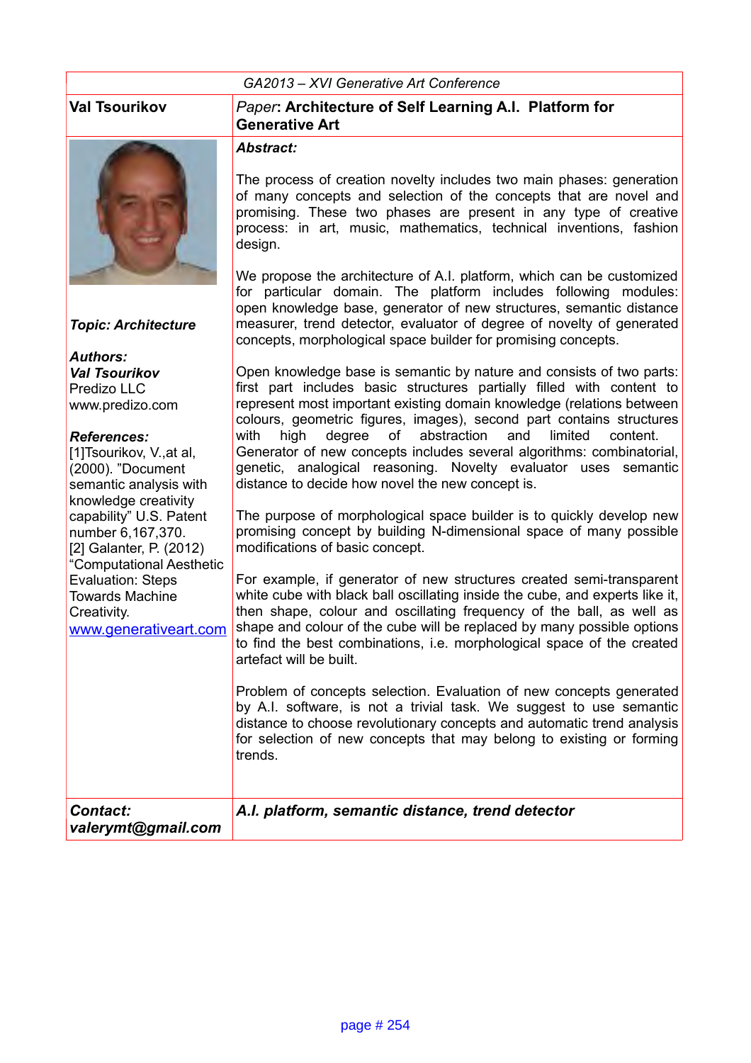GA2013 – XVI Generative Art Conference

**Val Tsourikov**

*Paper*: **Architecture of Self Learning A.I. Platform for Generative Art**

***Topic: Architecture***

***Authors:***
***Val Tsourikov***
Predizo LLC
www.predizo.com

***References:***
[1]Tsourikov, V.,at al, (2000). "Document semantic analysis with knowledge creativity capability" U.S. Patent number 6,167,370.
[2] Galanter, P. (2012) "Computational Aesthetic Evaluation: Steps Towards Machine Creativity.
www.generativeart.com

***Abstract:***

The process of creation novelty includes two main phases: generation of many concepts and selection of the concepts that are novel and promising. These two phases are present in any type of creative process: in art, music, mathematics, technical inventions, fashion design.

We propose the architecture of A.I. platform, which can be customized for particular domain. The platform includes following modules: open knowledge base, generator of new structures, semantic distance measurer, trend detector, evaluator of degree of novelty of generated concepts, morphological space builder for promising concepts.

Open knowledge base is semantic by nature and consists of two parts: first part includes basic structures partially filled with content to represent most important existing domain knowledge (relations between colours, geometric figures, images), second part contains structures with high degree of abstraction and limited content. Generator of new concepts includes several algorithms: combinatorial, genetic, analogical reasoning. Novelty evaluator uses semantic distance to decide how novel the new concept is.

The purpose of morphological space builder is to quickly develop new promising concept by building N-dimensional space of many possible modifications of basic concept.

For example, if generator of new structures created semi-transparent white cube with black ball oscillating inside the cube, and experts like it, then shape, colour and oscillating frequency of the ball, as well as shape and colour of the cube will be replaced by many possible options to find the best combinations, i.e. morphological space of the created artefact will be built.

Problem of concepts selection. Evaluation of new concepts generated by A.I. software, is not a trivial task. We suggest to use semantic distance to choose revolutionary concepts and automatic trend analysis for selection of new concepts that may belong to existing or forming trends.

***Contact:***
***valerymt@gmail.com***

***A.I. platform, semantic distance, trend detector***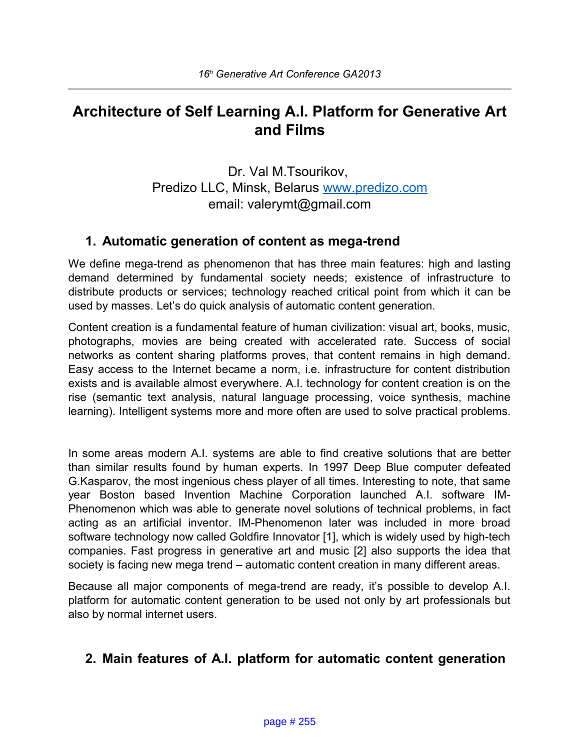# Architecture of Self Learning A.I. Platform for Generative Art and Films

Dr. Val M.Tsourikov,
Predizo LLC, Minsk, Belarus www.predizo.com
email: valerymt@gmail.com

## 1. Automatic generation of content as mega-trend

We define mega-trend as phenomenon that has three main features: high and lasting demand determined by fundamental society needs; existence of infrastructure to distribute products or services; technology reached critical point from which it can be used by masses. Let's do quick analysis of automatic content generation.

Content creation is a fundamental feature of human civilization: visual art, books, music, photographs, movies are being created with accelerated rate. Success of social networks as content sharing platforms proves, that content remains in high demand. Easy access to the Internet became a norm, i.e. infrastructure for content distribution exists and is available almost everywhere. A.I. technology for content creation is on the rise (semantic text analysis, natural language processing, voice synthesis, machine learning). Intelligent systems more and more often are used to solve practical problems.

In some areas modern A.I. systems are able to find creative solutions that are better than similar results found by human experts. In 1997 Deep Blue computer defeated G.Kasparov, the most ingenious chess player of all times. Interesting to note, that same year Boston based Invention Machine Corporation launched A.I. software IM-Phenomenon which was able to generate novel solutions of technical problems, in fact acting as an artificial inventor. IM-Phenomenon later was included in more broad software technology now called Goldfire Innovator [1], which is widely used by high-tech companies. Fast progress in generative art and music [2] also supports the idea that society is facing new mega trend – automatic content creation in many different areas.

Because all major components of mega-trend are ready, it's possible to develop A.I. platform for automatic content generation to be used not only by art professionals but also by normal internet users.

## 2. Main features of A.I. platform for automatic content generation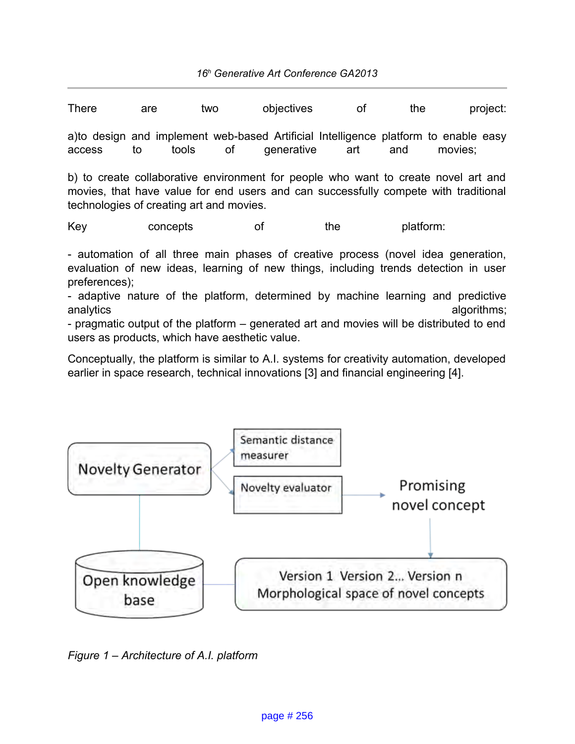There are two objectives of the project:

a)to design and implement web-based Artificial Intelligence platform to enable easy access to tools of generative art and movies;

b) to create collaborative environment for people who want to create novel art and movies, that have value for end users and can successfully compete with traditional technologies of creating art and movies.

Key concepts of the platform:

- automation of all three main phases of creative process (novel idea generation, evaluation of new ideas, learning of new things, including trends detection in user preferences);
- adaptive nature of the platform, determined by machine learning and predictive analytics algorithms;
- pragmatic output of the platform – generated art and movies will be distributed to end users as products, which have aesthetic value.

Conceptually, the platform is similar to A.I. systems for creativity automation, developed earlier in space research, technical innovations [3] and financial engineering [4].

Novelty Generator

Semantic distance measurer

Novelty evaluator

Promising novel concept

Open knowledge base

Version 1 Version 2... Version n
Morphological space of novel concepts

*Figure 1 – Architecture of A.I. platform*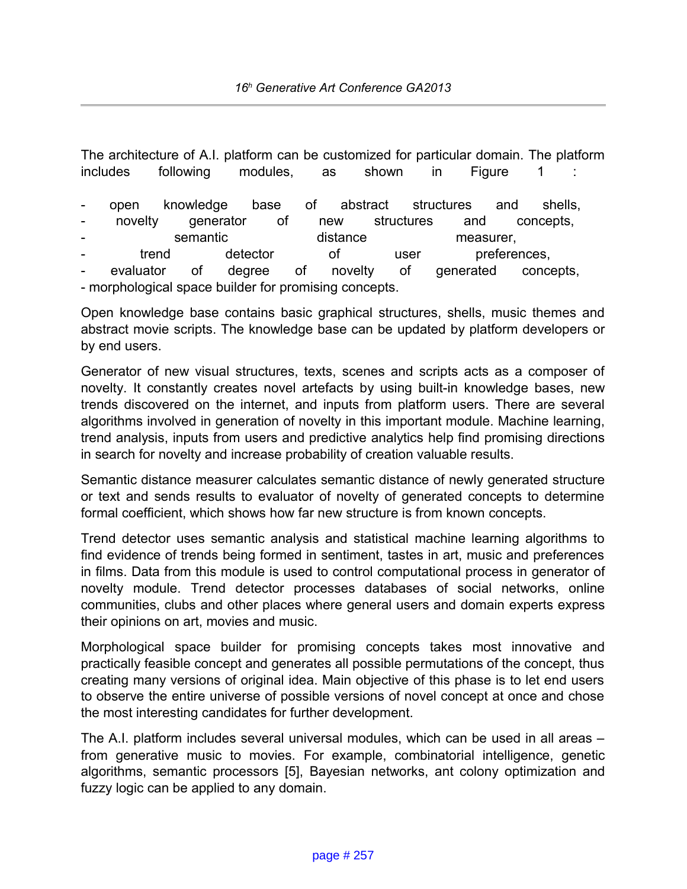The architecture of A.I. platform can be customized for particular domain. The platform includes following modules, as shown in Figure 1 :

- open knowledge base of abstract structures and shells,
- novelty generator of new structures and concepts,
- semantic distance measurer,
- trend detector of user preferences,
- evaluator of degree of novelty of generated concepts,
- morphological space builder for promising concepts.

Open knowledge base contains basic graphical structures, shells, music themes and abstract movie scripts. The knowledge base can be updated by platform developers or by end users.

Generator of new visual structures, texts, scenes and scripts acts as a composer of novelty. It constantly creates novel artefacts by using built-in knowledge bases, new trends discovered on the internet, and inputs from platform users. There are several algorithms involved in generation of novelty in this important module. Machine learning, trend analysis, inputs from users and predictive analytics help find promising directions in search for novelty and increase probability of creation valuable results.

Semantic distance measurer calculates semantic distance of newly generated structure or text and sends results to evaluator of novelty of generated concepts to determine formal coefficient, which shows how far new structure is from known concepts.

Trend detector uses semantic analysis and statistical machine learning algorithms to find evidence of trends being formed in sentiment, tastes in art, music and preferences in films. Data from this module is used to control computational process in generator of novelty module. Trend detector processes databases of social networks, online communities, clubs and other places where general users and domain experts express their opinions on art, movies and music.

Morphological space builder for promising concepts takes most innovative and practically feasible concept and generates all possible permutations of the concept, thus creating many versions of original idea. Main objective of this phase is to let end users to observe the entire universe of possible versions of novel concept at once and chose the most interesting candidates for further development.

The A.I. platform includes several universal modules, which can be used in all areas – from generative music to movies. For example, combinatorial intelligence, genetic algorithms, semantic processors [5], Bayesian networks, ant colony optimization and fuzzy logic can be applied to any domain.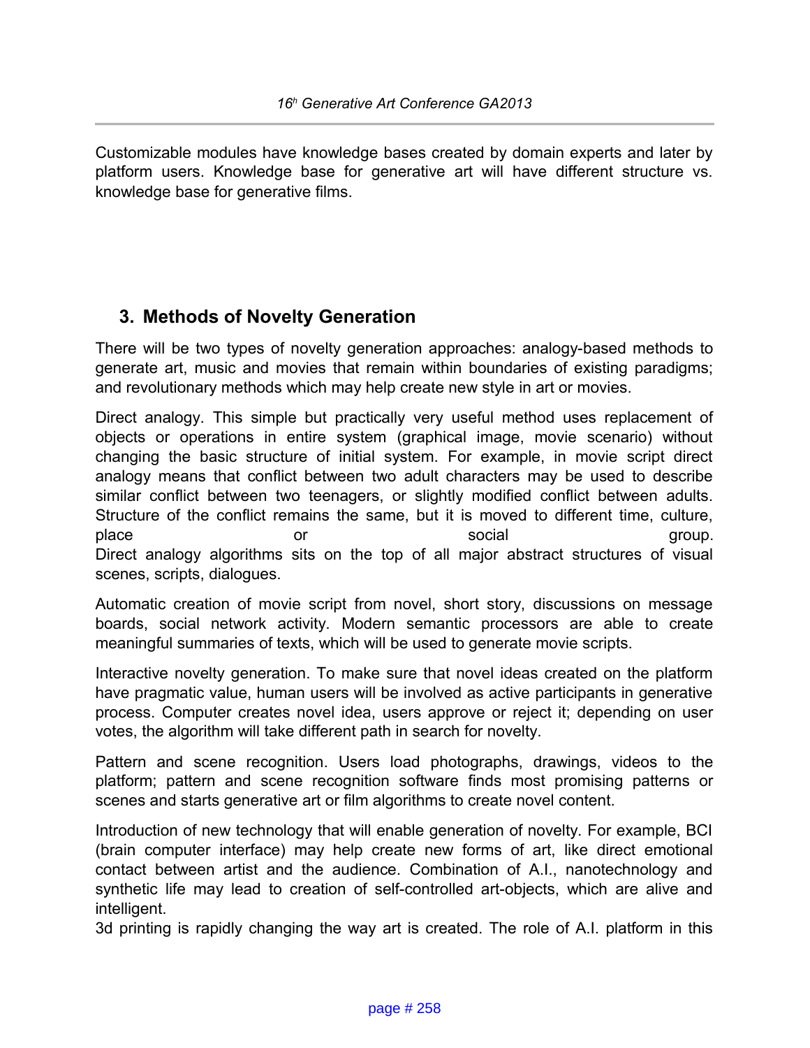Customizable modules have knowledge bases created by domain experts and later by platform users. Knowledge base for generative art will have different structure vs. knowledge base for generative films.

## 3. Methods of Novelty Generation

There will be two types of novelty generation approaches: analogy-based methods to generate art, music and movies that remain within boundaries of existing paradigms; and revolutionary methods which may help create new style in art or movies.

Direct analogy. This simple but practically very useful method uses replacement of objects or operations in entire system (graphical image, movie scenario) without changing the basic structure of initial system. For example, in movie script direct analogy means that conflict between two adult characters may be used to describe similar conflict between two teenagers, or slightly modified conflict between adults. Structure of the conflict remains the same, but it is moved to different time, culture, place or social group.
Direct analogy algorithms sits on the top of all major abstract structures of visual scenes, scripts, dialogues.

Automatic creation of movie script from novel, short story, discussions on message boards, social network activity. Modern semantic processors are able to create meaningful summaries of texts, which will be used to generate movie scripts.

Interactive novelty generation. To make sure that novel ideas created on the platform have pragmatic value, human users will be involved as active participants in generative process. Computer creates novel idea, users approve or reject it; depending on user votes, the algorithm will take different path in search for novelty.

Pattern and scene recognition. Users load photographs, drawings, videos to the platform; pattern and scene recognition software finds most promising patterns or scenes and starts generative art or film algorithms to create novel content.

Introduction of new technology that will enable generation of novelty. For example, BCI (brain computer interface) may help create new forms of art, like direct emotional contact between artist and the audience. Combination of A.I., nanotechnology and synthetic life may lead to creation of self-controlled art-objects, which are alive and intelligent.
3d printing is rapidly changing the way art is created. The role of A.I. platform in this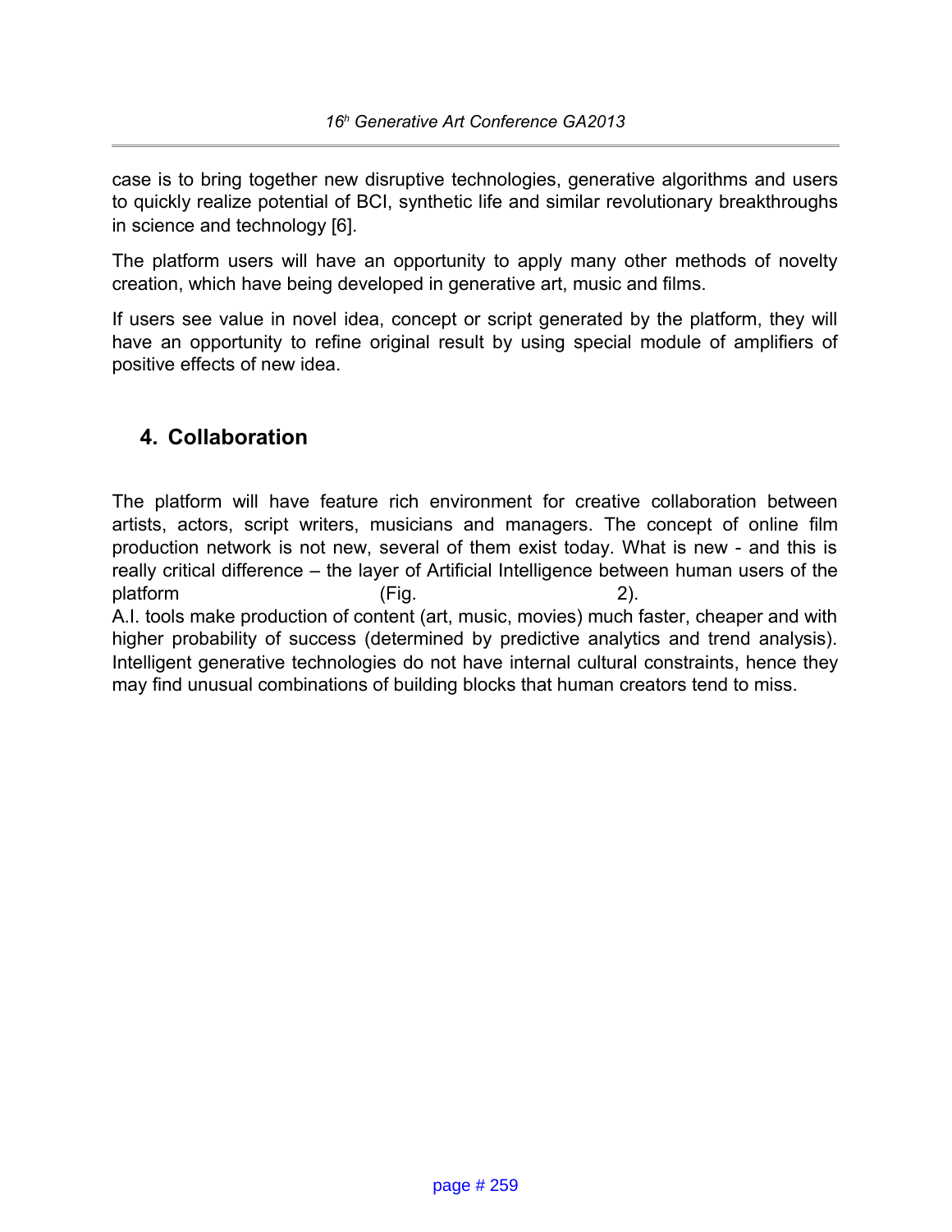case is to bring together new disruptive technologies, generative algorithms and users to quickly realize potential of BCI, synthetic life and similar revolutionary breakthroughs in science and technology [6].

The platform users will have an opportunity to apply many other methods of novelty creation, which have being developed in generative art, music and films.

If users see value in novel idea, concept or script generated by the platform, they will have an opportunity to refine original result by using special module of amplifiers of positive effects of new idea.

## 4. Collaboration

The platform will have feature rich environment for creative collaboration between artists, actors, script writers, musicians and managers. The concept of online film production network is not new, several of them exist today. What is new - and this is really critical difference – the layer of Artificial Intelligence between human users of the platform (Fig. 2).
A.I. tools make production of content (art, music, movies) much faster, cheaper and with higher probability of success (determined by predictive analytics and trend analysis). Intelligent generative technologies do not have internal cultural constraints, hence they may find unusual combinations of building blocks that human creators tend to miss.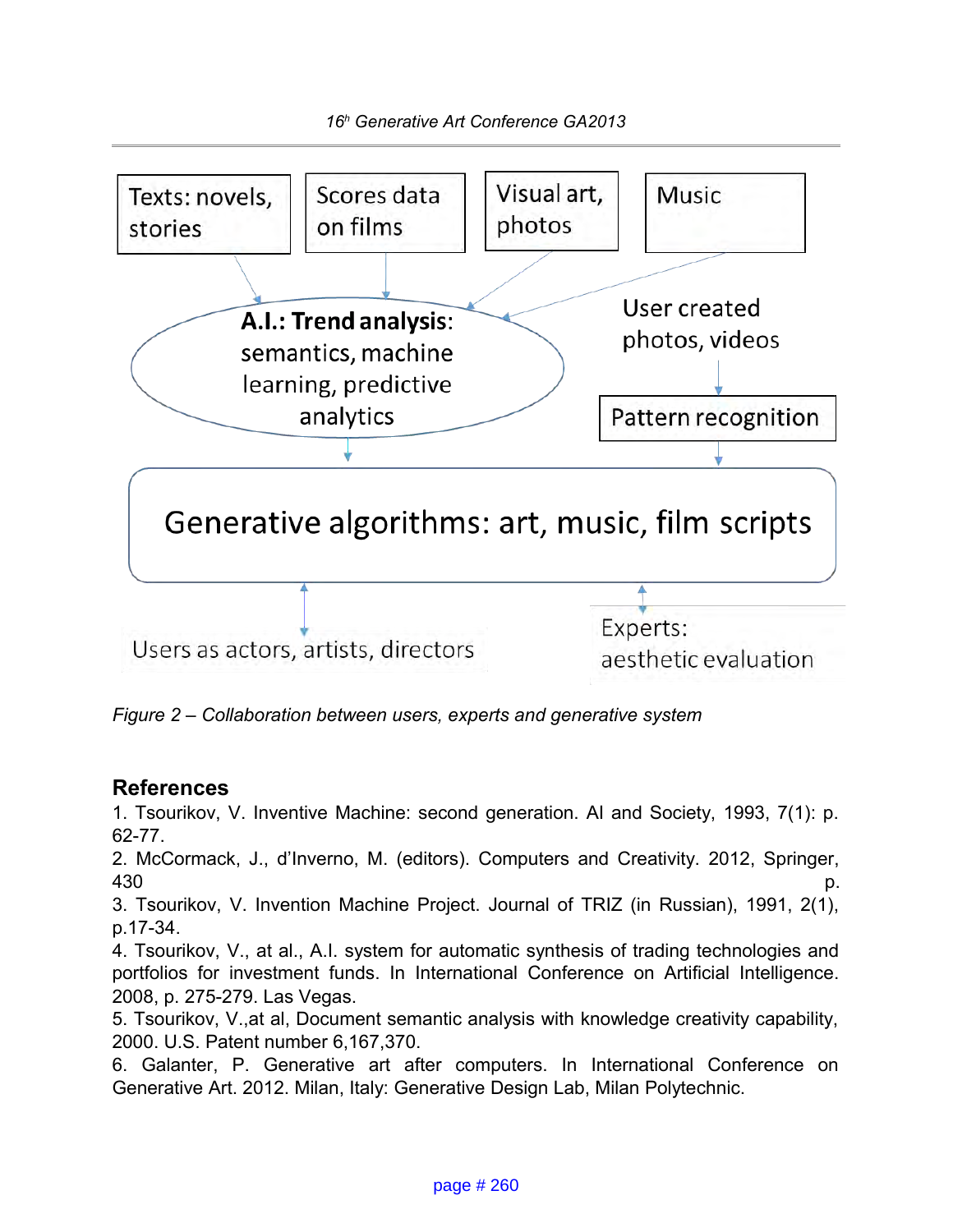Texts: novels, stories

Scores data on films

Visual art, photos

Music

**A.I.: Trend analysis**: semantics, machine learning, predictive analytics

User created photos, videos

Pattern recognition

Generative algorithms: art, music, film scripts

Users as actors, artists, directors

Experts: aesthetic evaluation

*Figure 2 – Collaboration between users, experts and generative system*

## References

1. Tsourikov, V. Inventive Machine: second generation. AI and Society, 1993, 7(1): p. 62-77.
2. McCormack, J., d'Inverno, M. (editors). Computers and Creativity. 2012, Springer, 430 p.
3. Tsourikov, V. Invention Machine Project. Journal of TRIZ (in Russian), 1991, 2(1), p.17-34.
4. Tsourikov, V., at al., A.I. system for automatic synthesis of trading technologies and portfolios for investment funds. In International Conference on Artificial Intelligence. 2008, p. 275-279. Las Vegas.
5. Tsourikov, V.,at al, Document semantic analysis with knowledge creativity capability, 2000. U.S. Patent number 6,167,370.
6. Galanter, P. Generative art after computers. In International Conference on Generative Art. 2012. Milan, Italy: Generative Design Lab, Milan Polytechnic.